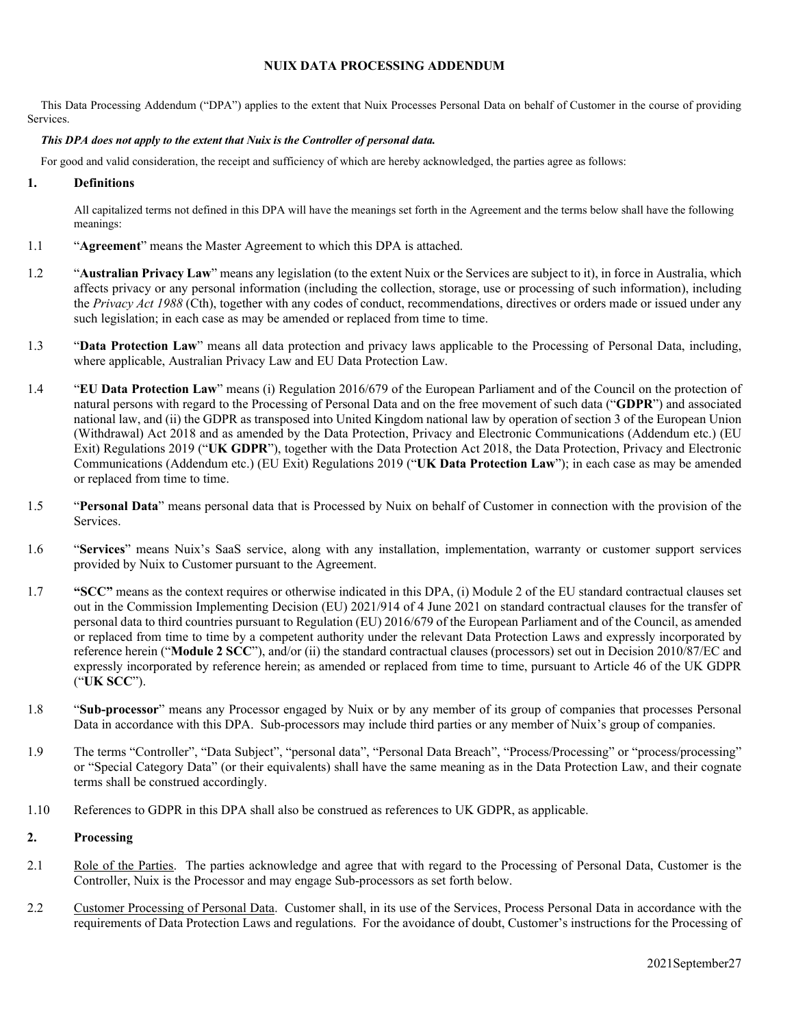# NUIX DATA PROCESSING ADDENDUM

This Data Processing Addendum ("DPA") applies to the extent that Nuix Processes Personal Data on behalf of Customer in the course of providing Services.

***This DPA does not apply to the extent that Nuix is the Controller of personal data.***

For good and valid consideration, the receipt and sufficiency of which are hereby acknowledged, the parties agree as follows:

## 1. Definitions

All capitalized terms not defined in this DPA will have the meanings set forth in the Agreement and the terms below shall have the following meanings:

1.1 "**Agreement**" means the Master Agreement to which this DPA is attached.

1.2 "**Australian Privacy Law**" means any legislation (to the extent Nuix or the Services are subject to it), in force in Australia, which affects privacy or any personal information (including the collection, storage, use or processing of such information), including the *Privacy Act 1988* (Cth), together with any codes of conduct, recommendations, directives or orders made or issued under any such legislation; in each case as may be amended or replaced from time to time.

1.3 "**Data Protection Law**" means all data protection and privacy laws applicable to the Processing of Personal Data, including, where applicable, Australian Privacy Law and EU Data Protection Law.

1.4 "**EU Data Protection Law**" means (i) Regulation 2016/679 of the European Parliament and of the Council on the protection of natural persons with regard to the Processing of Personal Data and on the free movement of such data ("**GDPR**") and associated national law, and (ii) the GDPR as transposed into United Kingdom national law by operation of section 3 of the European Union (Withdrawal) Act 2018 and as amended by the Data Protection, Privacy and Electronic Communications (Addendum etc.) (EU Exit) Regulations 2019 ("**UK GDPR**"), together with the Data Protection Act 2018, the Data Protection, Privacy and Electronic Communications (Addendum etc.) (EU Exit) Regulations 2019 ("**UK Data Protection Law**"); in each case as may be amended or replaced from time to time.

1.5 "**Personal Data**" means personal data that is Processed by Nuix on behalf of Customer in connection with the provision of the Services.

1.6 "**Services**" means Nuix's SaaS service, along with any installation, implementation, warranty or customer support services provided by Nuix to Customer pursuant to the Agreement.

1.7 **"SCC"** means as the context requires or otherwise indicated in this DPA, (i) Module 2 of the EU standard contractual clauses set out in the Commission Implementing Decision (EU) 2021/914 of 4 June 2021 on standard contractual clauses for the transfer of personal data to third countries pursuant to Regulation (EU) 2016/679 of the European Parliament and of the Council, as amended or replaced from time to time by a competent authority under the relevant Data Protection Laws and expressly incorporated by reference herein ("**Module 2 SCC**"), and/or (ii) the standard contractual clauses (processors) set out in Decision 2010/87/EC and expressly incorporated by reference herein; as amended or replaced from time to time, pursuant to Article 46 of the UK GDPR ("**UK SCC**").

1.8 "**Sub-processor**" means any Processor engaged by Nuix or by any member of its group of companies that processes Personal Data in accordance with this DPA. Sub-processors may include third parties or any member of Nuix's group of companies.

1.9 The terms "Controller", "Data Subject", "personal data", "Personal Data Breach", "Process/Processing" or "process/processing" or "Special Category Data" (or their equivalents) shall have the same meaning as in the Data Protection Law, and their cognate terms shall be construed accordingly.

1.10 References to GDPR in this DPA shall also be construed as references to UK GDPR, as applicable.

## 2. Processing

2.1 Role of the Parties. The parties acknowledge and agree that with regard to the Processing of Personal Data, Customer is the Controller, Nuix is the Processor and may engage Sub-processors as set forth below.

2.2 Customer Processing of Personal Data. Customer shall, in its use of the Services, Process Personal Data in accordance with the requirements of Data Protection Laws and regulations. For the avoidance of doubt, Customer's instructions for the Processing of

2021September27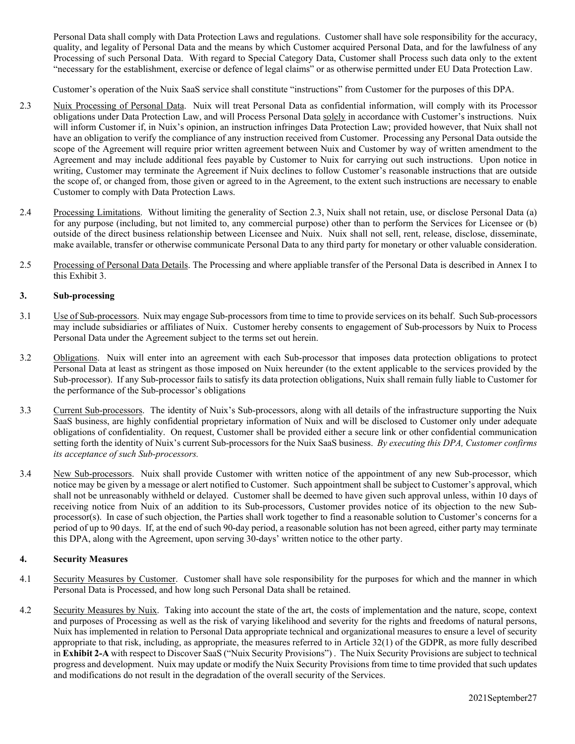Personal Data shall comply with Data Protection Laws and regulations. Customer shall have sole responsibility for the accuracy, quality, and legality of Personal Data and the means by which Customer acquired Personal Data, and for the lawfulness of any Processing of such Personal Data. With regard to Special Category Data, Customer shall Process such data only to the extent "necessary for the establishment, exercise or defence of legal claims" or as otherwise permitted under EU Data Protection Law.

Customer's operation of the Nuix SaaS service shall constitute "instructions" from Customer for the purposes of this DPA.

2.3 Nuix Processing of Personal Data. Nuix will treat Personal Data as confidential information, will comply with its Processor obligations under Data Protection Law, and will Process Personal Data solely in accordance with Customer's instructions. Nuix will inform Customer if, in Nuix's opinion, an instruction infringes Data Protection Law; provided however, that Nuix shall not have an obligation to verify the compliance of any instruction received from Customer. Processing any Personal Data outside the scope of the Agreement will require prior written agreement between Nuix and Customer by way of written amendment to the Agreement and may include additional fees payable by Customer to Nuix for carrying out such instructions. Upon notice in writing, Customer may terminate the Agreement if Nuix declines to follow Customer's reasonable instructions that are outside the scope of, or changed from, those given or agreed to in the Agreement, to the extent such instructions are necessary to enable Customer to comply with Data Protection Laws.

2.4 Processing Limitations. Without limiting the generality of Section 2.3, Nuix shall not retain, use, or disclose Personal Data (a) for any purpose (including, but not limited to, any commercial purpose) other than to perform the Services for Licensee or (b) outside of the direct business relationship between Licensee and Nuix. Nuix shall not sell, rent, release, disclose, disseminate, make available, transfer or otherwise communicate Personal Data to any third party for monetary or other valuable consideration.

2.5 Processing of Personal Data Details. The Processing and where appliable transfer of the Personal Data is described in Annex I to this Exhibit 3.

## 3. Sub-processing

3.1 Use of Sub-processors. Nuix may engage Sub-processors from time to time to provide services on its behalf. Such Sub-processors may include subsidiaries or affiliates of Nuix. Customer hereby consents to engagement of Sub-processors by Nuix to Process Personal Data under the Agreement subject to the terms set out herein.

3.2 Obligations. Nuix will enter into an agreement with each Sub-processor that imposes data protection obligations to protect Personal Data at least as stringent as those imposed on Nuix hereunder (to the extent applicable to the services provided by the Sub-processor). If any Sub-processor fails to satisfy its data protection obligations, Nuix shall remain fully liable to Customer for the performance of the Sub-processor's obligations

3.3 Current Sub-processors. The identity of Nuix's Sub-processors, along with all details of the infrastructure supporting the Nuix SaaS business, are highly confidential proprietary information of Nuix and will be disclosed to Customer only under adequate obligations of confidentiality. On request, Customer shall be provided either a secure link or other confidential communication setting forth the identity of Nuix's current Sub-processors for the Nuix SaaS business. *By executing this DPA, Customer confirms its acceptance of such Sub-processors.*

3.4 New Sub-processors. Nuix shall provide Customer with written notice of the appointment of any new Sub-processor, which notice may be given by a message or alert notified to Customer. Such appointment shall be subject to Customer's approval, which shall not be unreasonably withheld or delayed. Customer shall be deemed to have given such approval unless, within 10 days of receiving notice from Nuix of an addition to its Sub-processors, Customer provides notice of its objection to the new Sub-processor(s). In case of such objection, the Parties shall work together to find a reasonable solution to Customer's concerns for a period of up to 90 days. If, at the end of such 90-day period, a reasonable solution has not been agreed, either party may terminate this DPA, along with the Agreement, upon serving 30-days' written notice to the other party.

## 4. Security Measures

4.1 Security Measures by Customer. Customer shall have sole responsibility for the purposes for which and the manner in which Personal Data is Processed, and how long such Personal Data shall be retained.

4.2 Security Measures by Nuix. Taking into account the state of the art, the costs of implementation and the nature, scope, context and purposes of Processing as well as the risk of varying likelihood and severity for the rights and freedoms of natural persons, Nuix has implemented in relation to Personal Data appropriate technical and organizational measures to ensure a level of security appropriate to that risk, including, as appropriate, the measures referred to in Article 32(1) of the GDPR, as more fully described in **Exhibit 2-A** with respect to Discover SaaS ("Nuix Security Provisions") . The Nuix Security Provisions are subject to technical progress and development. Nuix may update or modify the Nuix Security Provisions from time to time provided that such updates and modifications do not result in the degradation of the overall security of the Services.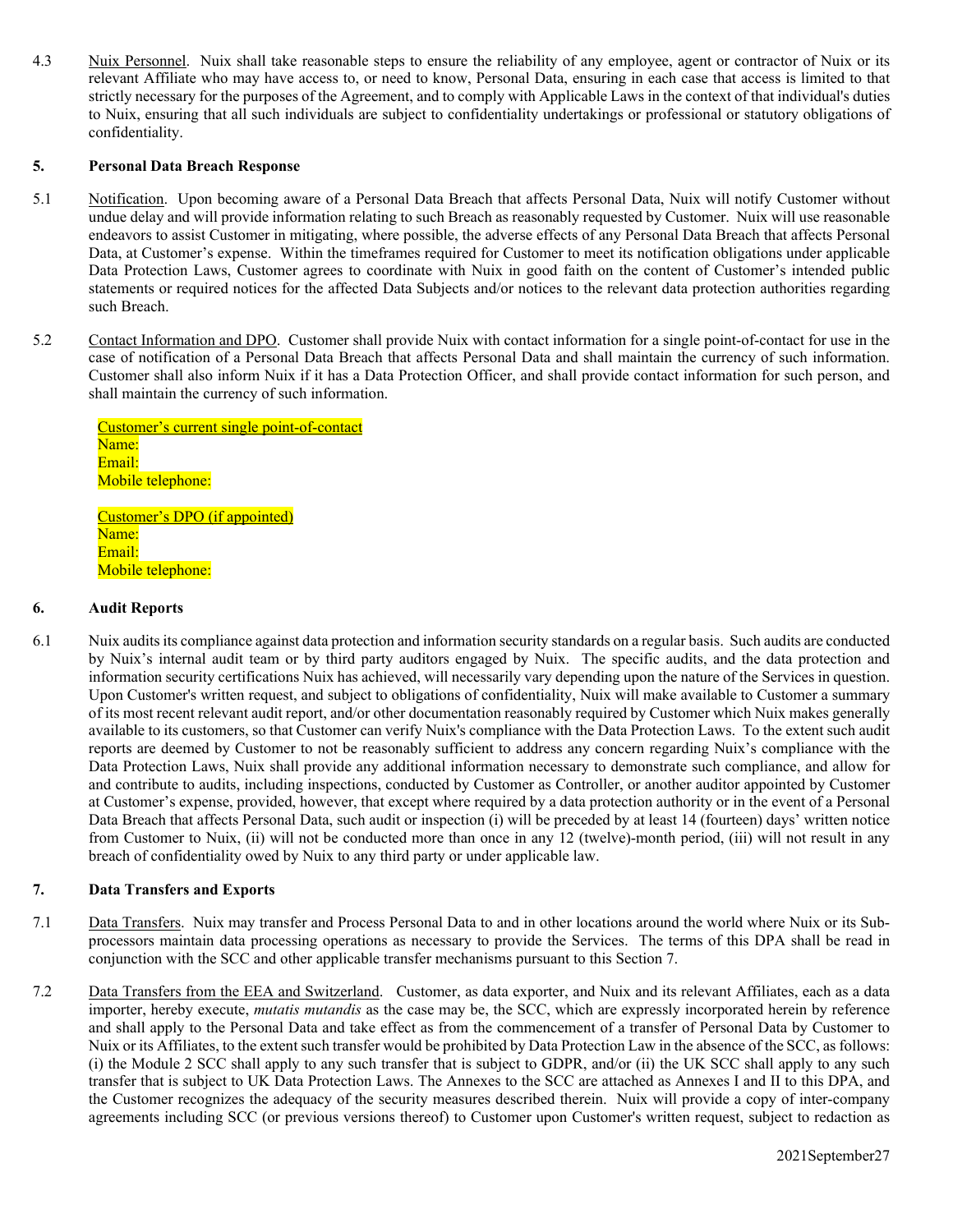4.3 Nuix Personnel. Nuix shall take reasonable steps to ensure the reliability of any employee, agent or contractor of Nuix or its relevant Affiliate who may have access to, or need to know, Personal Data, ensuring in each case that access is limited to that strictly necessary for the purposes of the Agreement, and to comply with Applicable Laws in the context of that individual's duties to Nuix, ensuring that all such individuals are subject to confidentiality undertakings or professional or statutory obligations of confidentiality.

**5. Personal Data Breach Response**

5.1 Notification. Upon becoming aware of a Personal Data Breach that affects Personal Data, Nuix will notify Customer without undue delay and will provide information relating to such Breach as reasonably requested by Customer. Nuix will use reasonable endeavors to assist Customer in mitigating, where possible, the adverse effects of any Personal Data Breach that affects Personal Data, at Customer's expense. Within the timeframes required for Customer to meet its notification obligations under applicable Data Protection Laws, Customer agrees to coordinate with Nuix in good faith on the content of Customer's intended public statements or required notices for the affected Data Subjects and/or notices to the relevant data protection authorities regarding such Breach.

5.2 Contact Information and DPO. Customer shall provide Nuix with contact information for a single point-of-contact for use in the case of notification of a Personal Data Breach that affects Personal Data and shall maintain the currency of such information. Customer shall also inform Nuix if it has a Data Protection Officer, and shall provide contact information for such person, and shall maintain the currency of such information.

Customer's current single point-of-contact
Name:
Email:
Mobile telephone:

Customer's DPO (if appointed)
Name:
Email:
Mobile telephone:

**6. Audit Reports**

6.1 Nuix audits its compliance against data protection and information security standards on a regular basis. Such audits are conducted by Nuix's internal audit team or by third party auditors engaged by Nuix. The specific audits, and the data protection and information security certifications Nuix has achieved, will necessarily vary depending upon the nature of the Services in question. Upon Customer's written request, and subject to obligations of confidentiality, Nuix will make available to Customer a summary of its most recent relevant audit report, and/or other documentation reasonably required by Customer which Nuix makes generally available to its customers, so that Customer can verify Nuix's compliance with the Data Protection Laws. To the extent such audit reports are deemed by Customer to not be reasonably sufficient to address any concern regarding Nuix's compliance with the Data Protection Laws, Nuix shall provide any additional information necessary to demonstrate such compliance, and allow for and contribute to audits, including inspections, conducted by Customer as Controller, or another auditor appointed by Customer at Customer's expense, provided, however, that except where required by a data protection authority or in the event of a Personal Data Breach that affects Personal Data, such audit or inspection (i) will be preceded by at least 14 (fourteen) days' written notice from Customer to Nuix, (ii) will not be conducted more than once in any 12 (twelve)-month period, (iii) will not result in any breach of confidentiality owed by Nuix to any third party or under applicable law.

**7. Data Transfers and Exports**

7.1 Data Transfers. Nuix may transfer and Process Personal Data to and in other locations around the world where Nuix or its Sub-processors maintain data processing operations as necessary to provide the Services. The terms of this DPA shall be read in conjunction with the SCC and other applicable transfer mechanisms pursuant to this Section 7.

7.2 Data Transfers from the EEA and Switzerland. Customer, as data exporter, and Nuix and its relevant Affiliates, each as a data importer, hereby execute, *mutatis mutandis* as the case may be, the SCC, which are expressly incorporated herein by reference and shall apply to the Personal Data and take effect as from the commencement of a transfer of Personal Data by Customer to Nuix or its Affiliates, to the extent such transfer would be prohibited by Data Protection Law in the absence of the SCC, as follows: (i) the Module 2 SCC shall apply to any such transfer that is subject to GDPR, and/or (ii) the UK SCC shall apply to any such transfer that is subject to UK Data Protection Laws. The Annexes to the SCC are attached as Annexes I and II to this DPA, and the Customer recognizes the adequacy of the security measures described therein. Nuix will provide a copy of inter-company agreements including SCC (or previous versions thereof) to Customer upon Customer's written request, subject to redaction as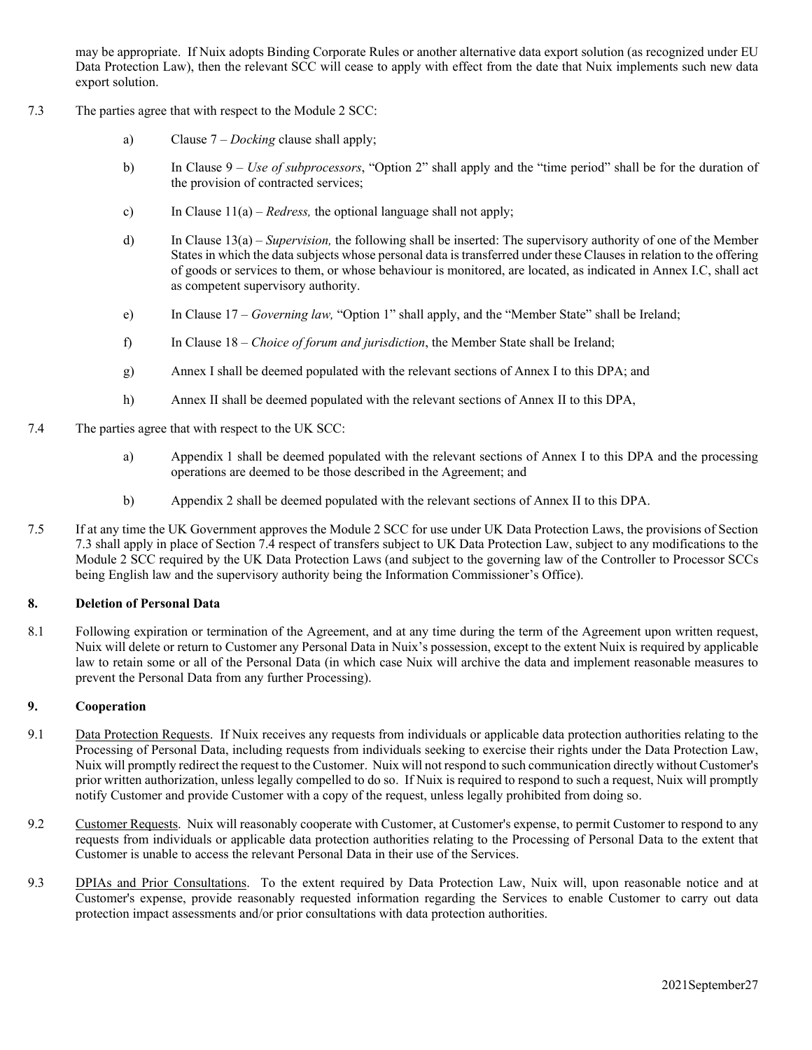may be appropriate. If Nuix adopts Binding Corporate Rules or another alternative data export solution (as recognized under EU Data Protection Law), then the relevant SCC will cease to apply with effect from the date that Nuix implements such new data export solution.

7.3 The parties agree that with respect to the Module 2 SCC:

a) Clause 7 – *Docking* clause shall apply;

b) In Clause 9 – *Use of subprocessors*, "Option 2" shall apply and the "time period" shall be for the duration of the provision of contracted services;

c) In Clause 11(a) – *Redress,* the optional language shall not apply;

d) In Clause 13(a) – *Supervision,* the following shall be inserted: The supervisory authority of one of the Member States in which the data subjects whose personal data is transferred under these Clauses in relation to the offering of goods or services to them, or whose behaviour is monitored, are located, as indicated in Annex I.C, shall act as competent supervisory authority.

e) In Clause 17 – *Governing law,* "Option 1" shall apply, and the "Member State" shall be Ireland;

f) In Clause 18 – *Choice of forum and jurisdiction*, the Member State shall be Ireland;

g) Annex I shall be deemed populated with the relevant sections of Annex I to this DPA; and

h) Annex II shall be deemed populated with the relevant sections of Annex II to this DPA,

7.4 The parties agree that with respect to the UK SCC:

a) Appendix 1 shall be deemed populated with the relevant sections of Annex I to this DPA and the processing operations are deemed to be those described in the Agreement; and

b) Appendix 2 shall be deemed populated with the relevant sections of Annex II to this DPA.

7.5 If at any time the UK Government approves the Module 2 SCC for use under UK Data Protection Laws, the provisions of Section 7.3 shall apply in place of Section 7.4 respect of transfers subject to UK Data Protection Law, subject to any modifications to the Module 2 SCC required by the UK Data Protection Laws (and subject to the governing law of the Controller to Processor SCCs being English law and the supervisory authority being the Information Commissioner's Office).

## 8. Deletion of Personal Data

8.1 Following expiration or termination of the Agreement, and at any time during the term of the Agreement upon written request, Nuix will delete or return to Customer any Personal Data in Nuix's possession, except to the extent Nuix is required by applicable law to retain some or all of the Personal Data (in which case Nuix will archive the data and implement reasonable measures to prevent the Personal Data from any further Processing).

## 9. Cooperation

9.1 Data Protection Requests. If Nuix receives any requests from individuals or applicable data protection authorities relating to the Processing of Personal Data, including requests from individuals seeking to exercise their rights under the Data Protection Law, Nuix will promptly redirect the request to the Customer. Nuix will not respond to such communication directly without Customer's prior written authorization, unless legally compelled to do so. If Nuix is required to respond to such a request, Nuix will promptly notify Customer and provide Customer with a copy of the request, unless legally prohibited from doing so.

9.2 Customer Requests. Nuix will reasonably cooperate with Customer, at Customer's expense, to permit Customer to respond to any requests from individuals or applicable data protection authorities relating to the Processing of Personal Data to the extent that Customer is unable to access the relevant Personal Data in their use of the Services.

9.3 DPIAs and Prior Consultations. To the extent required by Data Protection Law, Nuix will, upon reasonable notice and at Customer's expense, provide reasonably requested information regarding the Services to enable Customer to carry out data protection impact assessments and/or prior consultations with data protection authorities.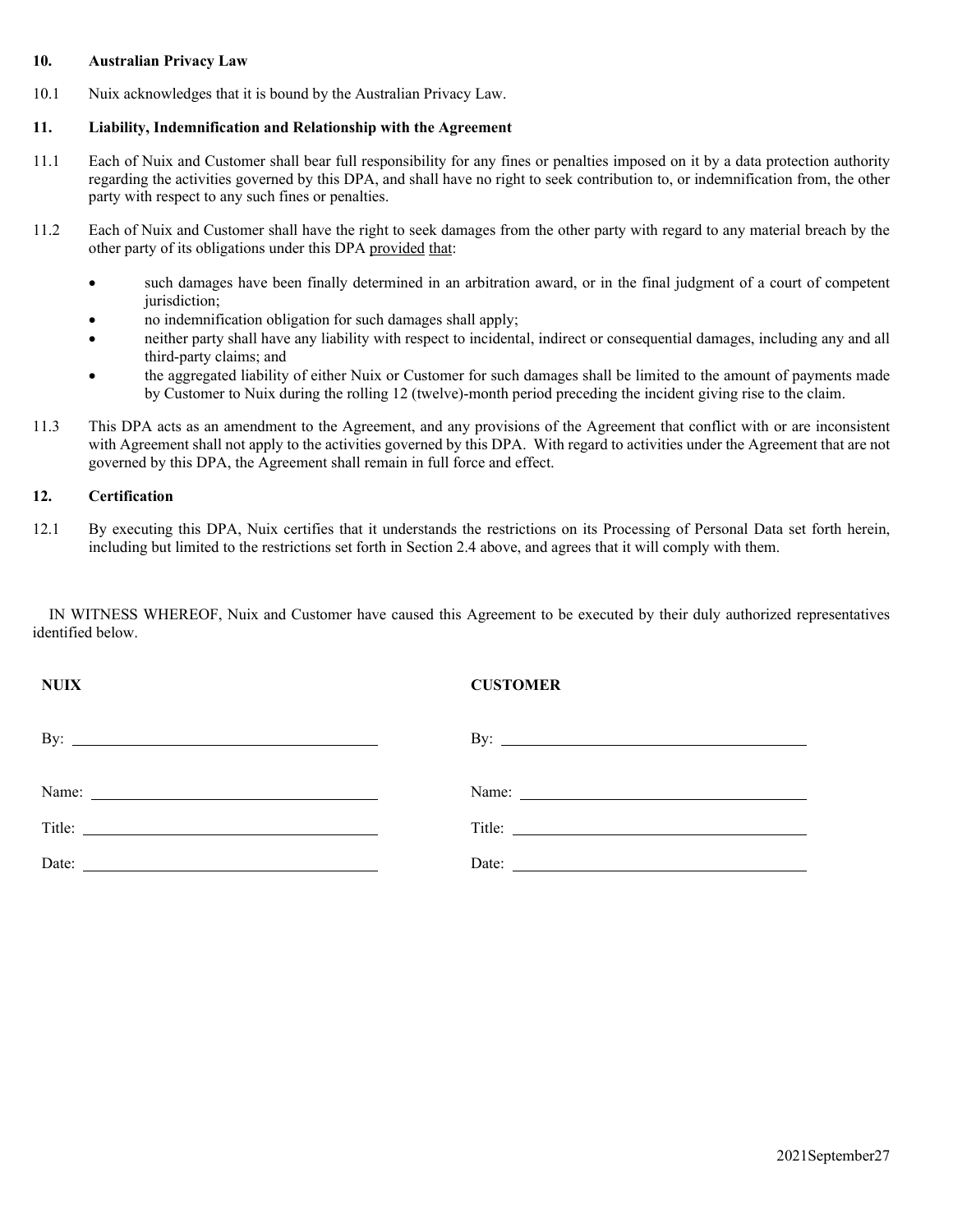**10. Australian Privacy Law**

10.1 Nuix acknowledges that it is bound by the Australian Privacy Law.

**11. Liability, Indemnification and Relationship with the Agreement**

11.1 Each of Nuix and Customer shall bear full responsibility for any fines or penalties imposed on it by a data protection authority regarding the activities governed by this DPA, and shall have no right to seek contribution to, or indemnification from, the other party with respect to any such fines or penalties.

11.2 Each of Nuix and Customer shall have the right to seek damages from the other party with regard to any material breach by the other party of its obligations under this DPA provided that:

- such damages have been finally determined in an arbitration award, or in the final judgment of a court of competent jurisdiction;
- no indemnification obligation for such damages shall apply;
- neither party shall have any liability with respect to incidental, indirect or consequential damages, including any and all third-party claims; and
- the aggregated liability of either Nuix or Customer for such damages shall be limited to the amount of payments made by Customer to Nuix during the rolling 12 (twelve)-month period preceding the incident giving rise to the claim.

11.3 This DPA acts as an amendment to the Agreement, and any provisions of the Agreement that conflict with or are inconsistent with Agreement shall not apply to the activities governed by this DPA. With regard to activities under the Agreement that are not governed by this DPA, the Agreement shall remain in full force and effect.

**12. Certification**

12.1 By executing this DPA, Nuix certifies that it understands the restrictions on its Processing of Personal Data set forth herein, including but limited to the restrictions set forth in Section 2.4 above, and agrees that it will comply with them.

IN WITNESS WHEREOF, Nuix and Customer have caused this Agreement to be executed by their duly authorized representatives identified below.

| **NUIX** | **CUSTOMER** |
|---|---|
| By: ______________________ | By: ______________________ |
| Name: ______________________ | Name: ______________________ |
| Title: ______________________ | Title: ______________________ |
| Date: ______________________ | Date: ______________________ |

2021September27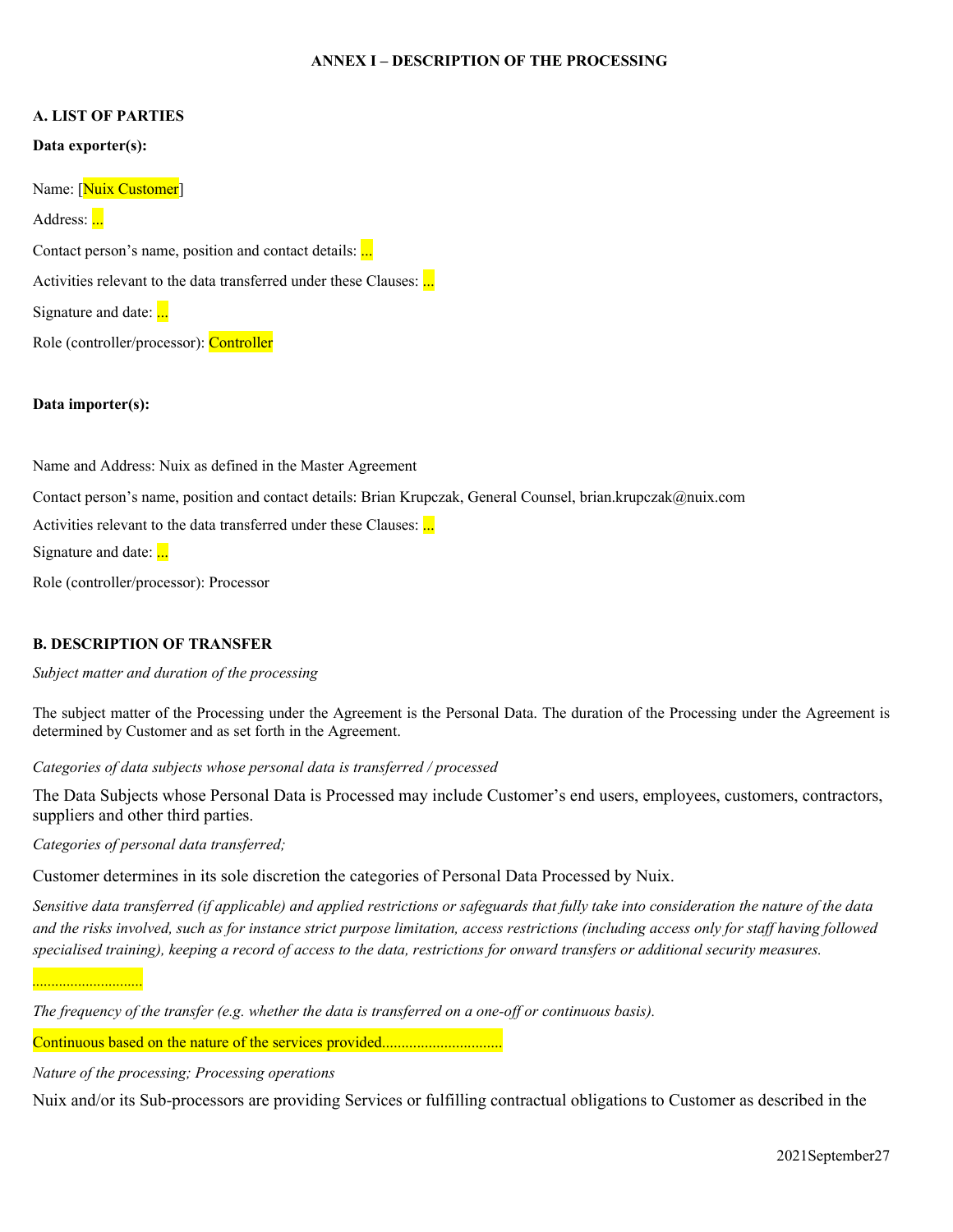**ANNEX I – DESCRIPTION OF THE PROCESSING**

**A. LIST OF PARTIES**

**Data exporter(s):**

Name: [Nuix Customer]

Address: ...

Contact person's name, position and contact details: ...

Activities relevant to the data transferred under these Clauses: ...

Signature and date: ...

Role (controller/processor): Controller

**Data importer(s):**

Name and Address: Nuix as defined in the Master Agreement

Contact person's name, position and contact details: Brian Krupczak, General Counsel, brian.krupczak@nuix.com

Activities relevant to the data transferred under these Clauses: ...

Signature and date: ...

Role (controller/processor): Processor

**B. DESCRIPTION OF TRANSFER**

*Subject matter and duration of the processing*

The subject matter of the Processing under the Agreement is the Personal Data. The duration of the Processing under the Agreement is determined by Customer and as set forth in the Agreement.

*Categories of data subjects whose personal data is transferred / processed*

The Data Subjects whose Personal Data is Processed may include Customer's end users, employees, customers, contractors, suppliers and other third parties.

*Categories of personal data transferred;*

Customer determines in its sole discretion the categories of Personal Data Processed by Nuix.

*Sensitive data transferred (if applicable) and applied restrictions or safeguards that fully take into consideration the nature of the data and the risks involved, such as for instance strict purpose limitation, access restrictions (including access only for staff having followed specialised training), keeping a record of access to the data, restrictions for onward transfers or additional security measures.*

.............................

*The frequency of the transfer (e.g. whether the data is transferred on a one-off or continuous basis).*

Continuous based on the nature of the services provided...............................

*Nature of the processing; Processing operations*

Nuix and/or its Sub-processors are providing Services or fulfilling contractual obligations to Customer as described in the

2021September27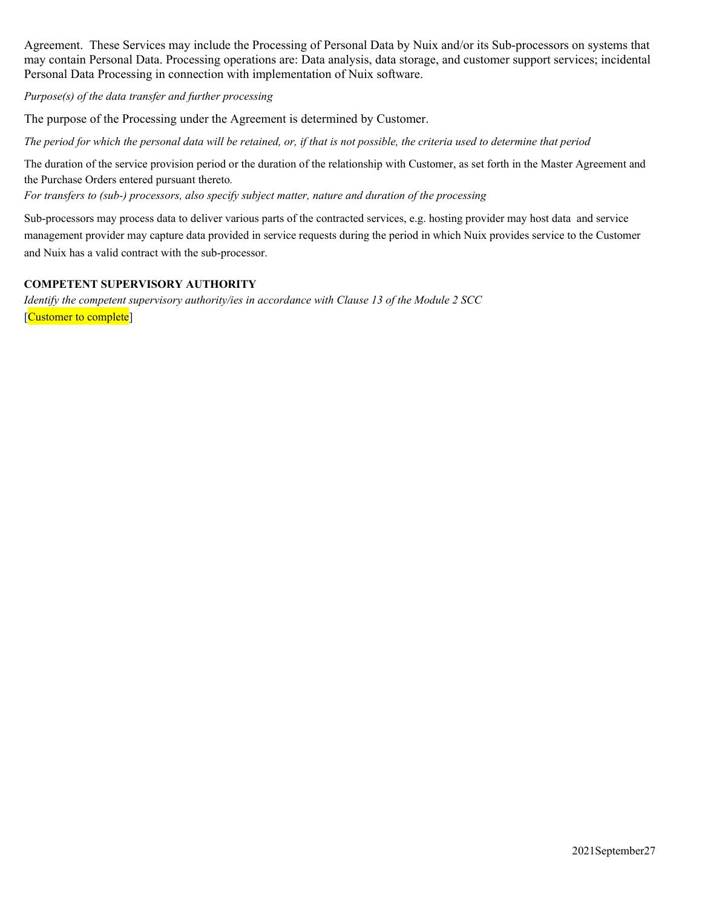Agreement. These Services may include the Processing of Personal Data by Nuix and/or its Sub-processors on systems that may contain Personal Data. Processing operations are: Data analysis, data storage, and customer support services; incidental Personal Data Processing in connection with implementation of Nuix software.

*Purpose(s) of the data transfer and further processing*

The purpose of the Processing under the Agreement is determined by Customer.

*The period for which the personal data will be retained, or, if that is not possible, the criteria used to determine that period*

The duration of the service provision period or the duration of the relationship with Customer, as set forth in the Master Agreement and the Purchase Orders entered pursuant thereto.

*For transfers to (sub-) processors, also specify subject matter, nature and duration of the processing*

Sub-processors may process data to deliver various parts of the contracted services, e.g. hosting provider may host data and service management provider may capture data provided in service requests during the period in which Nuix provides service to the Customer and Nuix has a valid contract with the sub-processor.

**COMPETENT SUPERVISORY AUTHORITY**

*Identify the competent supervisory authority/ies in accordance with Clause 13 of the Module 2 SCC*

[Customer to complete]

2021September27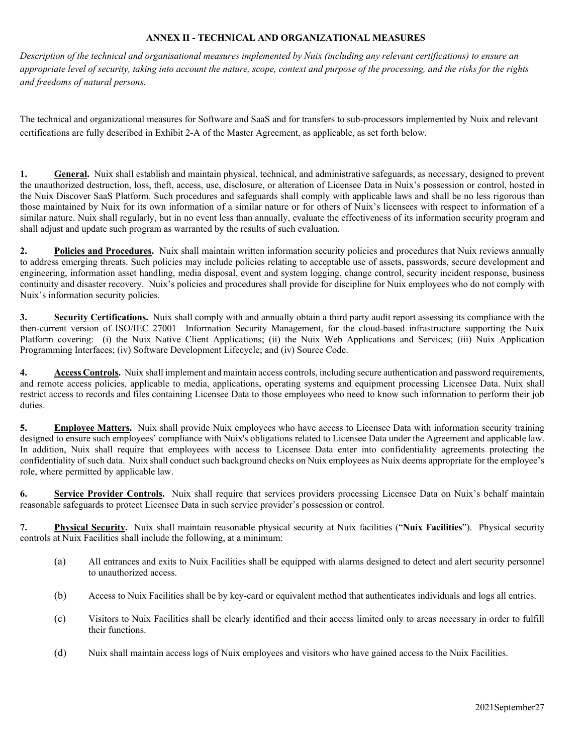# ANNEX II - TECHNICAL AND ORGANIZATIONAL MEASURES

*Description of the technical and organisational measures implemented by Nuix (including any relevant certifications) to ensure an appropriate level of security, taking into account the nature, scope, context and purpose of the processing, and the risks for the rights and freedoms of natural persons.*

The technical and organizational measures for Software and SaaS and for transfers to sub-processors implemented by Nuix and relevant certifications are fully described in Exhibit 2-A of the Master Agreement, as applicable, as set forth below.

**1. General.** Nuix shall establish and maintain physical, technical, and administrative safeguards, as necessary, designed to prevent the unauthorized destruction, loss, theft, access, use, disclosure, or alteration of Licensee Data in Nuix's possession or control, hosted in the Nuix Discover SaaS Platform. Such procedures and safeguards shall comply with applicable laws and shall be no less rigorous than those maintained by Nuix for its own information of a similar nature or for others of Nuix's licensees with respect to information of a similar nature. Nuix shall regularly, but in no event less than annually, evaluate the effectiveness of its information security program and shall adjust and update such program as warranted by the results of such evaluation.

**2. Policies and Procedures.** Nuix shall maintain written information security policies and procedures that Nuix reviews annually to address emerging threats. Such policies may include policies relating to acceptable use of assets, passwords, secure development and engineering, information asset handling, media disposal, event and system logging, change control, security incident response, business continuity and disaster recovery. Nuix's policies and procedures shall provide for discipline for Nuix employees who do not comply with Nuix's information security policies.

**3. Security Certifications.** Nuix shall comply with and annually obtain a third party audit report assessing its compliance with the then-current version of ISO/IEC 27001– Information Security Management, for the cloud-based infrastructure supporting the Nuix Platform covering: (i) the Nuix Native Client Applications; (ii) the Nuix Web Applications and Services; (iii) Nuix Application Programming Interfaces; (iv) Software Development Lifecycle; and (iv) Source Code.

**4. Access Controls.** Nuix shall implement and maintain access controls, including secure authentication and password requirements, and remote access policies, applicable to media, applications, operating systems and equipment processing Licensee Data. Nuix shall restrict access to records and files containing Licensee Data to those employees who need to know such information to perform their job duties.

**5. Employee Matters.** Nuix shall provide Nuix employees who have access to Licensee Data with information security training designed to ensure such employees' compliance with Nuix's obligations related to Licensee Data under the Agreement and applicable law. In addition, Nuix shall require that employees with access to Licensee Data enter into confidentiality agreements protecting the confidentiality of such data. Nuix shall conduct such background checks on Nuix employees as Nuix deems appropriate for the employee's role, where permitted by applicable law.

**6. Service Provider Controls.** Nuix shall require that services providers processing Licensee Data on Nuix's behalf maintain reasonable safeguards to protect Licensee Data in such service provider's possession or control.

**7. Physical Security.** Nuix shall maintain reasonable physical security at Nuix facilities ("**Nuix Facilities**"). Physical security controls at Nuix Facilities shall include the following, at a minimum:

(a) All entrances and exits to Nuix Facilities shall be equipped with alarms designed to detect and alert security personnel to unauthorized access.

(b) Access to Nuix Facilities shall be by key-card or equivalent method that authenticates individuals and logs all entries.

(c) Visitors to Nuix Facilities shall be clearly identified and their access limited only to areas necessary in order to fulfill their functions.

(d) Nuix shall maintain access logs of Nuix employees and visitors who have gained access to the Nuix Facilities.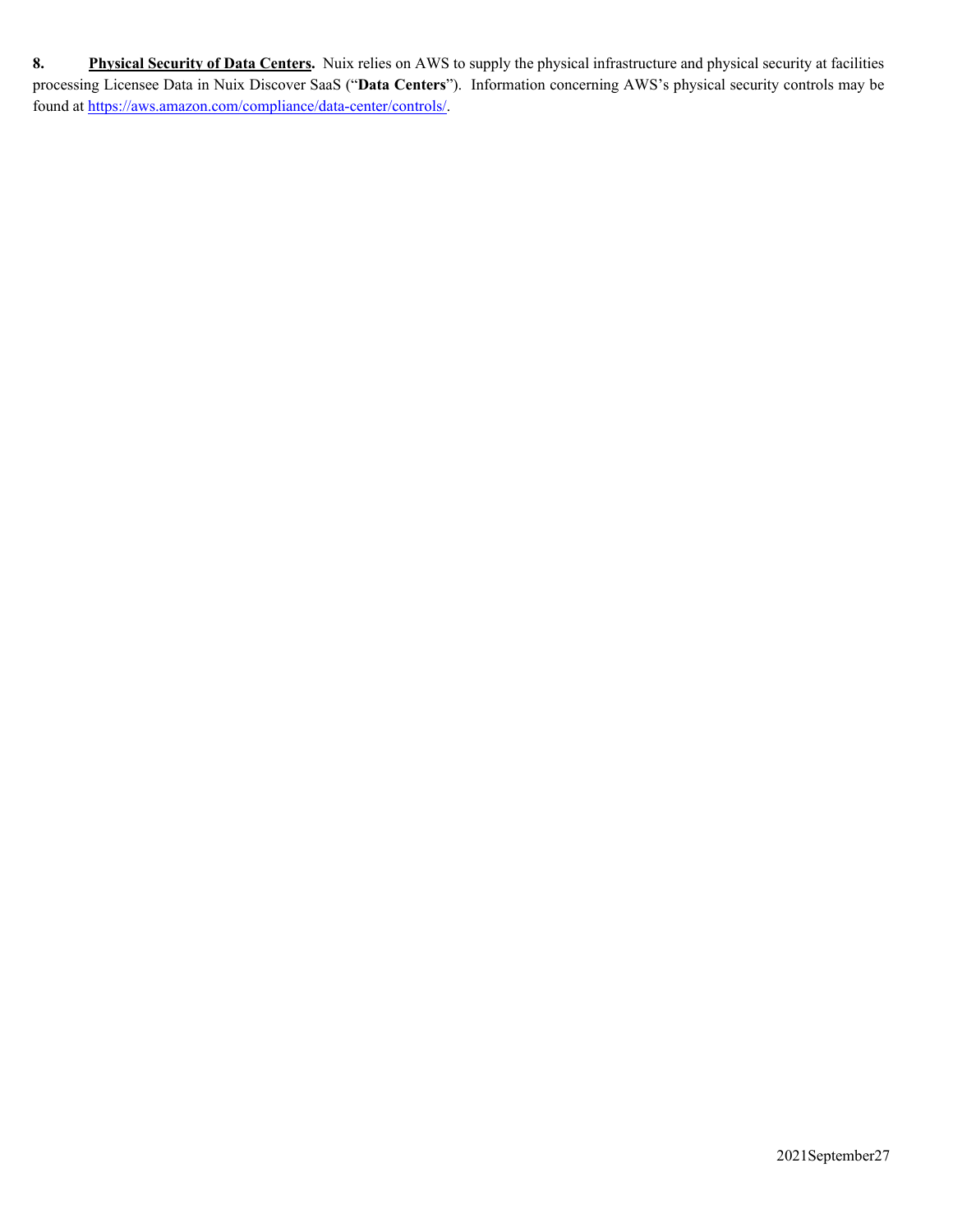**8. <u>Physical Security of Data Centers</u>.** Nuix relies on AWS to supply the physical infrastructure and physical security at facilities processing Licensee Data in Nuix Discover SaaS ("**Data Centers**"). Information concerning AWS's physical security controls may be found at https://aws.amazon.com/compliance/data-center/controls/.

2021September27